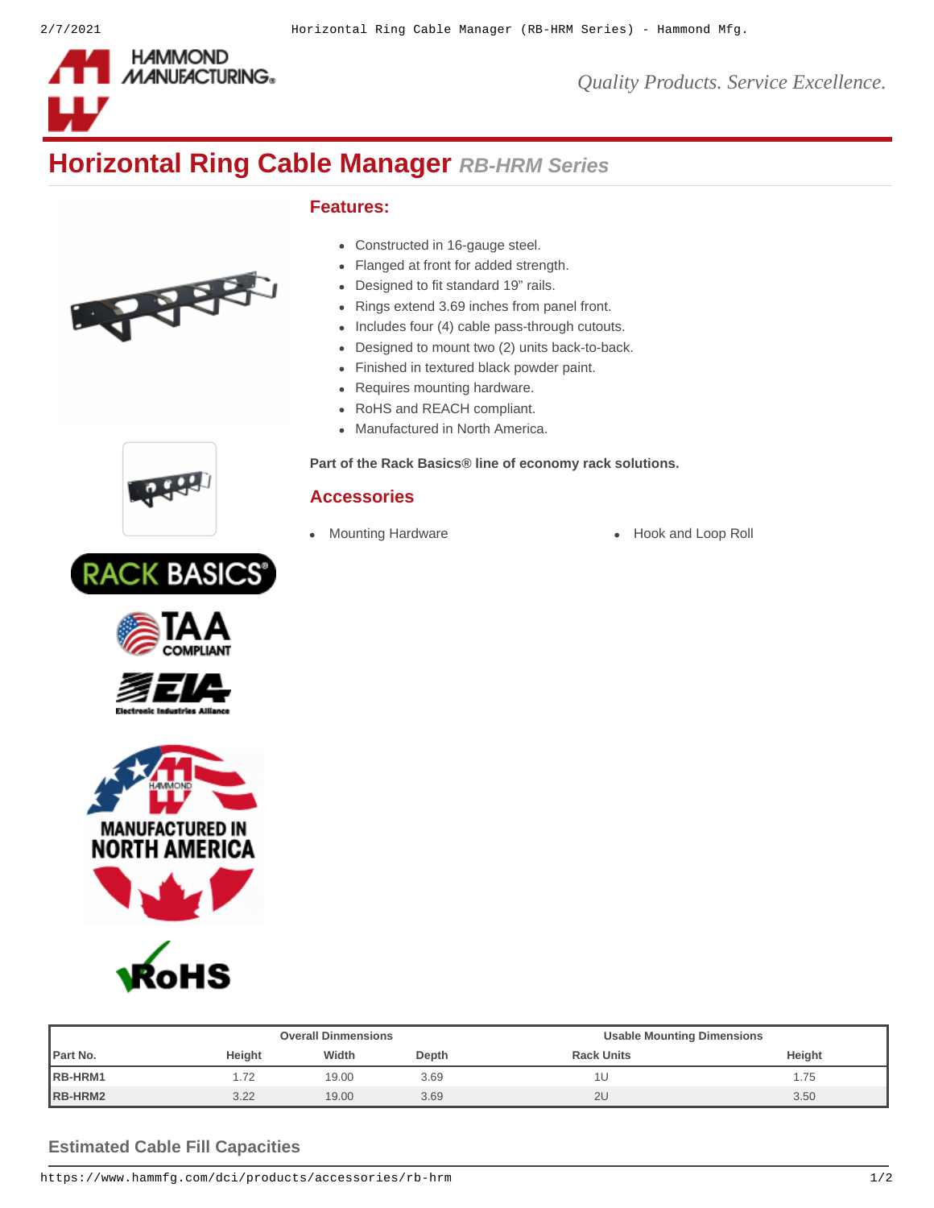# Horizontal Ring Cable Manager *RB-HRM Series*

## Features:

- Constructed in 16-gauge steel.
- Flanged at front for added strength.
- Designed to fit standard 19" rails.
- Rings extend 3.69 inches from panel front.
- Includes four (4) cable pass-through cutouts.
- Designed to mount two (2) units back-to-back.
- Finished in textured black powder paint.
- Requires mounting hardware.
- RoHS and REACH compliant.
- Manufactured in North America.

**Part of the Rack Basics® line of economy rack solutions.**

## Accessories

- Mounting Hardware
- Hook and Loop Roll

| | Overall Dinmensions | | | Usable Mounting Dimensions | |
|---|---|---|---|---|---|
| Part No. | Height | Width | Depth | Rack Units | Height |
| RB-HRM1 | 1.72 | 19.00 | 3.69 | 1U | 1.75 |
| RB-HRM2 | 3.22 | 19.00 | 3.69 | 2U | 3.50 |

## Estimated Cable Fill Capacities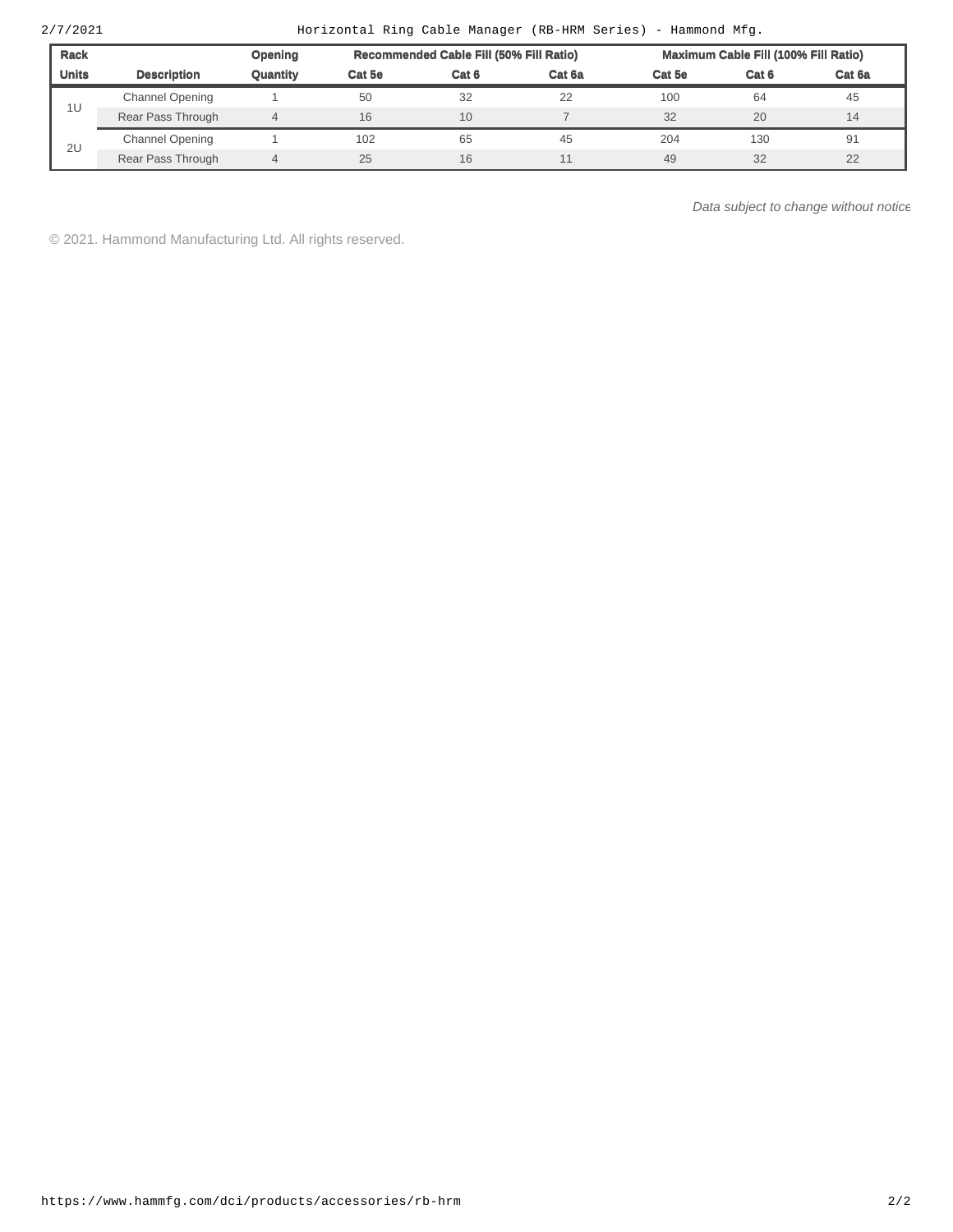| Rack Units | Description | Opening Quantity | Recommended Cable Fill (50% Fill Ratio) | | | Maximum Cable Fill (100% Fill Ratio) | | |
|---|---|---|---|---|---|---|---|---|
| | | | Cat 5e | Cat 6 | Cat 6a | Cat 5e | Cat 6 | Cat 6a |
| 1U | Channel Opening | 1 | 50 | 32 | 22 | 100 | 64 | 45 |
| | Rear Pass Through | 4 | 16 | 10 | 7 | 32 | 20 | 14 |
| 2U | Channel Opening | 1 | 102 | 65 | 45 | 204 | 130 | 91 |
| | Rear Pass Through | 4 | 25 | 16 | 11 | 49 | 32 | 22 |

*Data subject to change without notice*

© 2021. Hammond Manufacturing Ltd. All rights reserved.